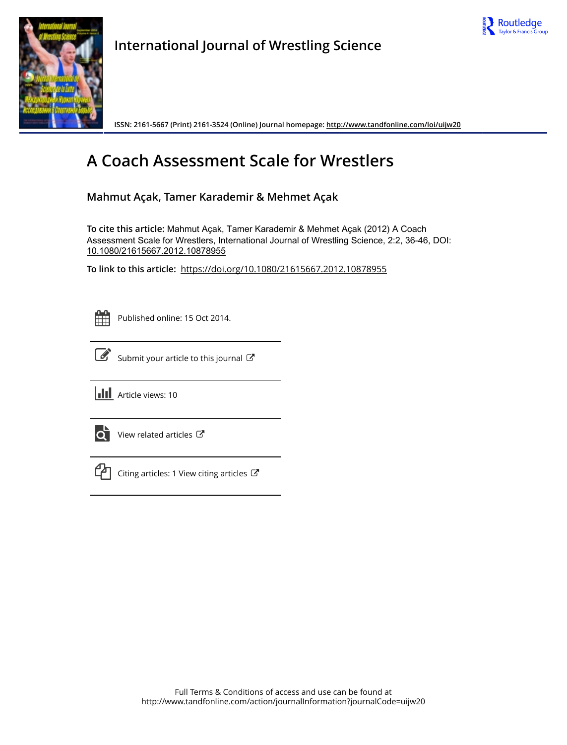International Journal of Wrestling Science

ISSN: 2161-5667 (Print) 2161-3524 (Online) Journal homepage: http://www.tandfonline.com/loi/uijw20

# A Coach Assessment Scale for Wrestlers

**Mahmut Açak, Tamer Karademir & Mehmet Açak**

**To cite this article:** Mahmut Açak, Tamer Karademir & Mehmet Açak (2012) A Coach Assessment Scale for Wrestlers, International Journal of Wrestling Science, 2:2, 36-46, DOI: 10.1080/21615667.2012.10878955

**To link to this article:** https://doi.org/10.1080/21615667.2012.10878955

Published online: 15 Oct 2014.

Submit your article to this journal

Article views: 10

View related articles

Citing articles: 1 View citing articles

Full Terms & Conditions of access and use can be found at
http://www.tandfonline.com/action/journalInformation?journalCode=uijw20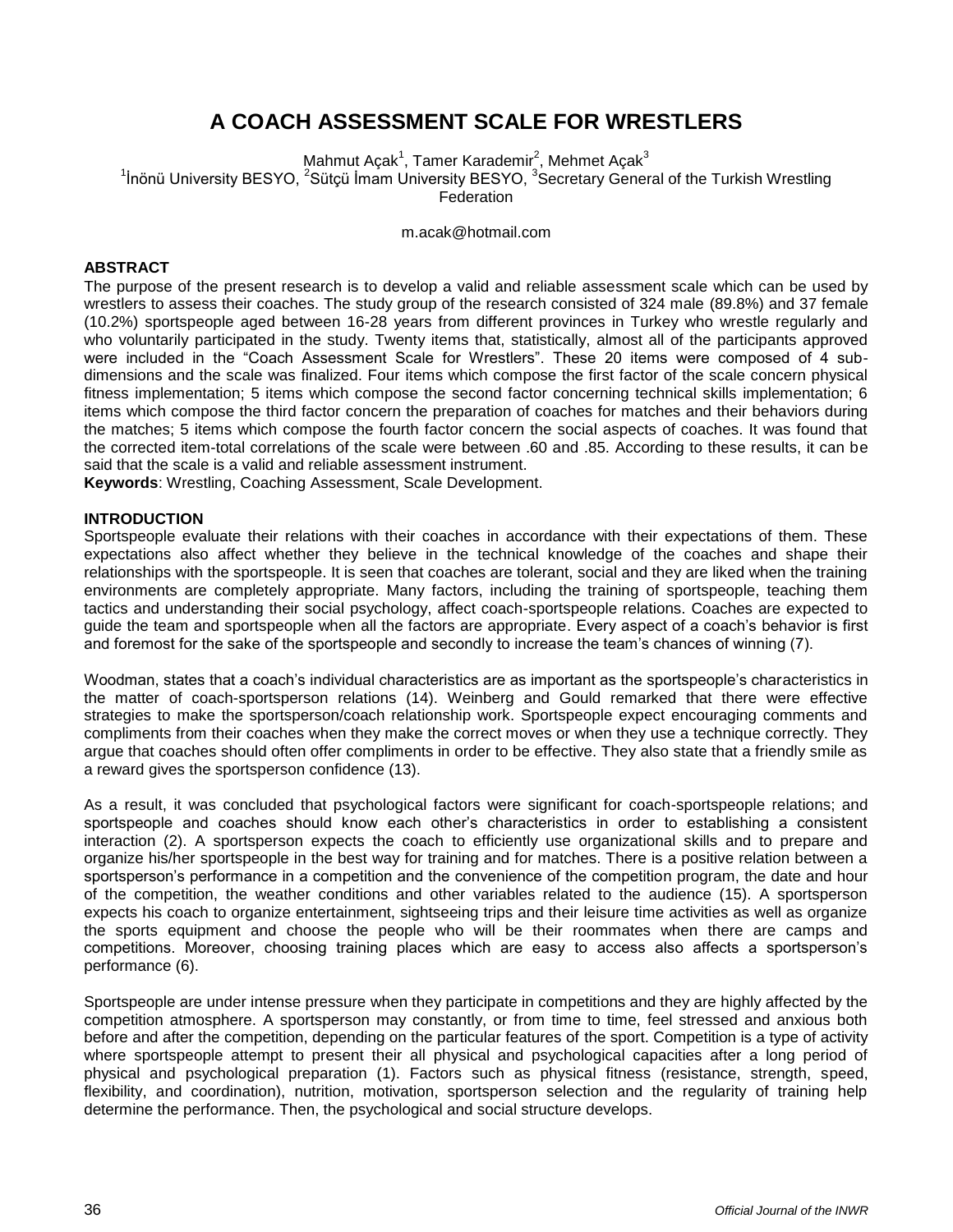# A COACH ASSESSMENT SCALE FOR WRESTLERS

Mahmut Açak[1], Tamer Karademir[2], Mehmet Açak[3]

[1]İnönü University BESYO, [2]Sütçü İmam University BESYO, [3]Secretary General of the Turkish Wrestling Federation

m.acak@hotmail.com

## ABSTRACT

The purpose of the present research is to develop a valid and reliable assessment scale which can be used by wrestlers to assess their coaches. The study group of the research consisted of 324 male (89.8%) and 37 female (10.2%) sportspeople aged between 16-28 years from different provinces in Turkey who wrestle regularly and who voluntarily participated in the study. Twenty items that, statistically, almost all of the participants approved were included in the "Coach Assessment Scale for Wrestlers". These 20 items were composed of 4 sub-dimensions and the scale was finalized. Four items which compose the first factor of the scale concern physical fitness implementation; 5 items which compose the second factor concerning technical skills implementation; 6 items which compose the third factor concern the preparation of coaches for matches and their behaviors during the matches; 5 items which compose the fourth factor concern the social aspects of coaches. It was found that the corrected item-total correlations of the scale were between .60 and .85. According to these results, it can be said that the scale is a valid and reliable assessment instrument.

**Keywords**: Wrestling, Coaching Assessment, Scale Development.

## INTRODUCTION

Sportspeople evaluate their relations with their coaches in accordance with their expectations of them. These expectations also affect whether they believe in the technical knowledge of the coaches and shape their relationships with the sportspeople. It is seen that coaches are tolerant, social and they are liked when the training environments are completely appropriate. Many factors, including the training of sportspeople, teaching them tactics and understanding their social psychology, affect coach-sportspeople relations. Coaches are expected to guide the team and sportspeople when all the factors are appropriate. Every aspect of a coach's behavior is first and foremost for the sake of the sportspeople and secondly to increase the team's chances of winning (7).

Woodman, states that a coach's individual characteristics are as important as the sportspeople's characteristics in the matter of coach-sportsperson relations (14). Weinberg and Gould remarked that there were effective strategies to make the sportsperson/coach relationship work. Sportspeople expect encouraging comments and compliments from their coaches when they make the correct moves or when they use a technique correctly. They argue that coaches should often offer compliments in order to be effective. They also state that a friendly smile as a reward gives the sportsperson confidence (13).

As a result, it was concluded that psychological factors were significant for coach-sportspeople relations; and sportspeople and coaches should know each other's characteristics in order to establishing a consistent interaction (2). A sportsperson expects the coach to efficiently use organizational skills and to prepare and organize his/her sportspeople in the best way for training and for matches. There is a positive relation between a sportsperson's performance in a competition and the convenience of the competition program, the date and hour of the competition, the weather conditions and other variables related to the audience (15). A sportsperson expects his coach to organize entertainment, sightseeing trips and their leisure time activities as well as organize the sports equipment and choose the people who will be their roommates when there are camps and competitions. Moreover, choosing training places which are easy to access also affects a sportsperson's performance (6).

Sportspeople are under intense pressure when they participate in competitions and they are highly affected by the competition atmosphere. A sportsperson may constantly, or from time to time, feel stressed and anxious both before and after the competition, depending on the particular features of the sport. Competition is a type of activity where sportspeople attempt to present their all physical and psychological capacities after a long period of physical and psychological preparation (1). Factors such as physical fitness (resistance, strength, speed, flexibility, and coordination), nutrition, motivation, sportsperson selection and the regularity of training help determine the performance. Then, the psychological and social structure develops.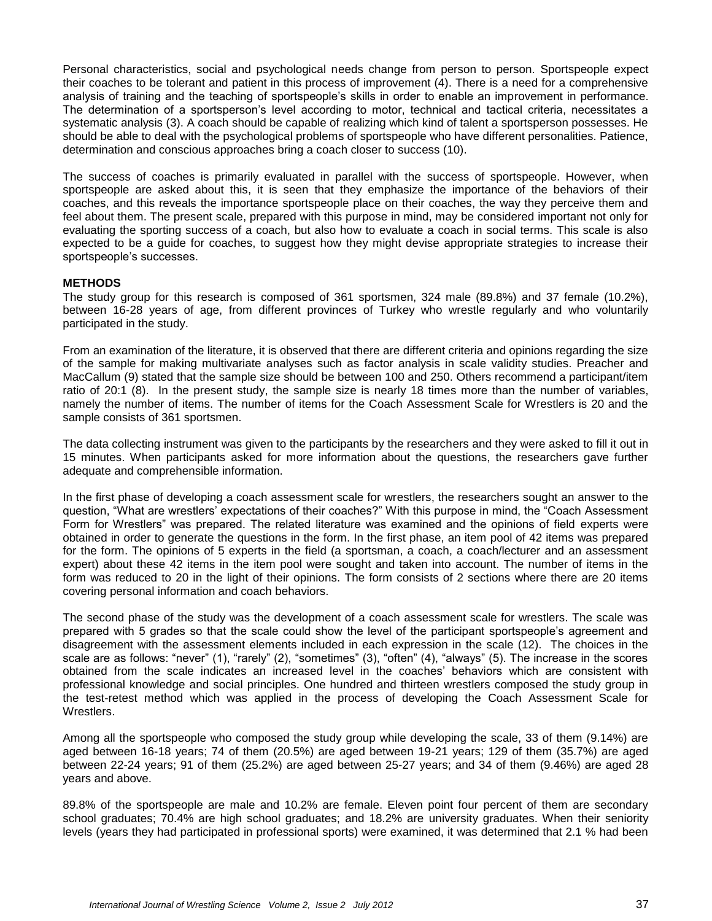Personal characteristics, social and psychological needs change from person to person. Sportspeople expect their coaches to be tolerant and patient in this process of improvement (4). There is a need for a comprehensive analysis of training and the teaching of sportspeople's skills in order to enable an improvement in performance. The determination of a sportsperson's level according to motor, technical and tactical criteria, necessitates a systematic analysis (3). A coach should be capable of realizing which kind of talent a sportsperson possesses. He should be able to deal with the psychological problems of sportspeople who have different personalities. Patience, determination and conscious approaches bring a coach closer to success (10).

The success of coaches is primarily evaluated in parallel with the success of sportspeople. However, when sportspeople are asked about this, it is seen that they emphasize the importance of the behaviors of their coaches, and this reveals the importance sportspeople place on their coaches, the way they perceive them and feel about them. The present scale, prepared with this purpose in mind, may be considered important not only for evaluating the sporting success of a coach, but also how to evaluate a coach in social terms. This scale is also expected to be a guide for coaches, to suggest how they might devise appropriate strategies to increase their sportspeople's successes.

## METHODS

The study group for this research is composed of 361 sportsmen, 324 male (89.8%) and 37 female (10.2%), between 16-28 years of age, from different provinces of Turkey who wrestle regularly and who voluntarily participated in the study.

From an examination of the literature, it is observed that there are different criteria and opinions regarding the size of the sample for making multivariate analyses such as factor analysis in scale validity studies. Preacher and MacCallum (9) stated that the sample size should be between 100 and 250. Others recommend a participant/item ratio of 20:1 (8). In the present study, the sample size is nearly 18 times more than the number of variables, namely the number of items. The number of items for the Coach Assessment Scale for Wrestlers is 20 and the sample consists of 361 sportsmen.

The data collecting instrument was given to the participants by the researchers and they were asked to fill it out in 15 minutes. When participants asked for more information about the questions, the researchers gave further adequate and comprehensible information.

In the first phase of developing a coach assessment scale for wrestlers, the researchers sought an answer to the question, "What are wrestlers' expectations of their coaches?" With this purpose in mind, the "Coach Assessment Form for Wrestlers" was prepared. The related literature was examined and the opinions of field experts were obtained in order to generate the questions in the form. In the first phase, an item pool of 42 items was prepared for the form. The opinions of 5 experts in the field (a sportsman, a coach, a coach/lecturer and an assessment expert) about these 42 items in the item pool were sought and taken into account. The number of items in the form was reduced to 20 in the light of their opinions. The form consists of 2 sections where there are 20 items covering personal information and coach behaviors.

The second phase of the study was the development of a coach assessment scale for wrestlers. The scale was prepared with 5 grades so that the scale could show the level of the participant sportspeople's agreement and disagreement with the assessment elements included in each expression in the scale (12). The choices in the scale are as follows: "never" (1), "rarely" (2), "sometimes" (3), "often" (4), "always" (5). The increase in the scores obtained from the scale indicates an increased level in the coaches' behaviors which are consistent with professional knowledge and social principles. One hundred and thirteen wrestlers composed the study group in the test-retest method which was applied in the process of developing the Coach Assessment Scale for Wrestlers.

Among all the sportspeople who composed the study group while developing the scale, 33 of them (9.14%) are aged between 16-18 years; 74 of them (20.5%) are aged between 19-21 years; 129 of them (35.7%) are aged between 22-24 years; 91 of them (25.2%) are aged between 25-27 years; and 34 of them (9.46%) are aged 28 years and above.

89.8% of the sportspeople are male and 10.2% are female. Eleven point four percent of them are secondary school graduates; 70.4% are high school graduates; and 18.2% are university graduates. When their seniority levels (years they had participated in professional sports) were examined, it was determined that 2.1 % had been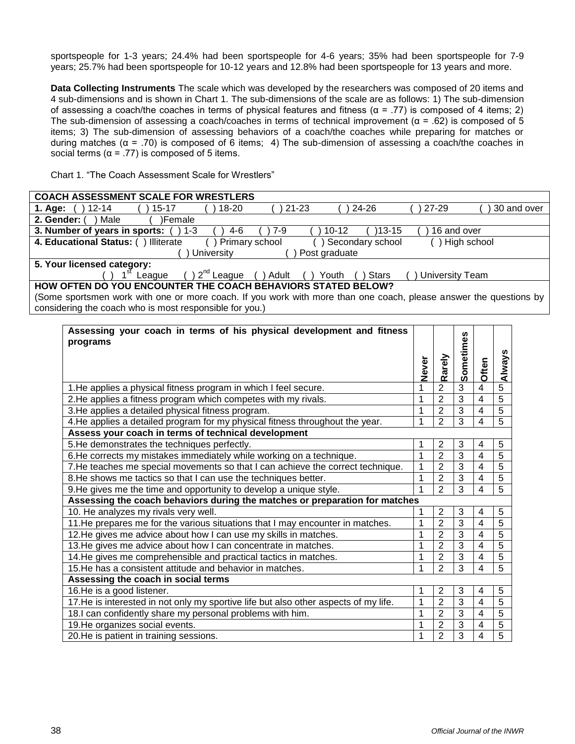sportspeople for 1-3 years; 24.4% had been sportspeople for 4-6 years; 35% had been sportspeople for 7-9 years; 25.7% had been sportspeople for 10-12 years and 12.8% had been sportspeople for 13 years and more.

**Data Collecting Instruments** The scale which was developed by the researchers was composed of 20 items and 4 sub-dimensions and is shown in Chart 1. The sub-dimensions of the scale are as follows: 1) The sub-dimension of assessing a coach/the coaches in terms of physical features and fitness (α = .77) is composed of 4 items; 2) The sub-dimension of assessing a coach/coaches in terms of technical improvement (α = .62) is composed of 5 items; 3) The sub-dimension of assessing behaviors of a coach/the coaches while preparing for matches or during matches (α = .70) is composed of 6 items; 4) The sub-dimension of assessing a coach/the coaches in social terms (α = .77) is composed of 5 items.

Chart 1. "The Coach Assessment Scale for Wrestlers"

| **COACH ASSESSMENT SCALE FOR WRESTLERS** |
|---|
| **1. Age:** ( ) 12-14 ( ) 15-17 ( ) 18-20 ( ) 21-23 ( ) 24-26 ( ) 27-29 ( ) 30 and over |
| **2. Gender:** ( ) Male ( )Female |
| **3. Number of years in sports:** ( ) 1-3 ( ) 4-6 ( ) 7-9 ( ) 10-12 ( )13-15 ( ) 16 and over |
| **4. Educational Status:** ( ) Illiterate ( ) Primary school ( ) Secondary school ( ) High school ( ) University ( ) Post graduate |
| **5. Your licensed category:** ( ) 1st League ( ) 2nd League ( ) Adult ( ) Youth ( ) Stars ( ) University Team |
| **HOW OFTEN DO YOU ENCOUNTER THE COACH BEHAVIORS STATED BELOW?** |
| (Some sportsmen work with one or more coach. If you work with more than one coach, please answer the questions by considering the coach who is most responsible for you.) |

| **Assessing your coach in terms of his physical development and fitness programs** | **Never** | **Rarely** | **Sometimes** | **Often** | **Always** |
|---|---|---|---|---|---|
| 1.He applies a physical fitness program in which I feel secure. | 1 | 2 | 3 | 4 | 5 |
| 2.He applies a fitness program which competes with my rivals. | 1 | 2 | 3 | 4 | 5 |
| 3.He applies a detailed physical fitness program. | 1 | 2 | 3 | 4 | 5 |
| 4.He applies a detailed program for my physical fitness throughout the year. | 1 | 2 | 3 | 4 | 5 |
| **Assess your coach in terms of technical development** | | | | | |
| 5.He demonstrates the techniques perfectly. | 1 | 2 | 3 | 4 | 5 |
| 6.He corrects my mistakes immediately while working on a technique. | 1 | 2 | 3 | 4 | 5 |
| 7.He teaches me special movements so that I can achieve the correct technique. | 1 | 2 | 3 | 4 | 5 |
| 8.He shows me tactics so that I can use the techniques better. | 1 | 2 | 3 | 4 | 5 |
| 9.He gives me the time and opportunity to develop a unique style. | 1 | 2 | 3 | 4 | 5 |
| **Assessing the coach behaviors during the matches or preparation for matches** | | | | | |
| 10. He analyzes my rivals very well. | 1 | 2 | 3 | 4 | 5 |
| 11.He prepares me for the various situations that I may encounter in matches. | 1 | 2 | 3 | 4 | 5 |
| 12.He gives me advice about how I can use my skills in matches. | 1 | 2 | 3 | 4 | 5 |
| 13.He gives me advice about how I can concentrate in matches. | 1 | 2 | 3 | 4 | 5 |
| 14.He gives me comprehensible and practical tactics in matches. | 1 | 2 | 3 | 4 | 5 |
| 15.He has a consistent attitude and behavior in matches. | 1 | 2 | 3 | 4 | 5 |
| **Assessing the coach in social terms** | | | | | |
| 16.He is a good listener. | 1 | 2 | 3 | 4 | 5 |
| 17.He is interested in not only my sportive life but also other aspects of my life. | 1 | 2 | 3 | 4 | 5 |
| 18.I can confidently share my personal problems with him. | 1 | 2 | 3 | 4 | 5 |
| 19.He organizes social events. | 1 | 2 | 3 | 4 | 5 |
| 20.He is patient in training sessions. | 1 | 2 | 3 | 4 | 5 |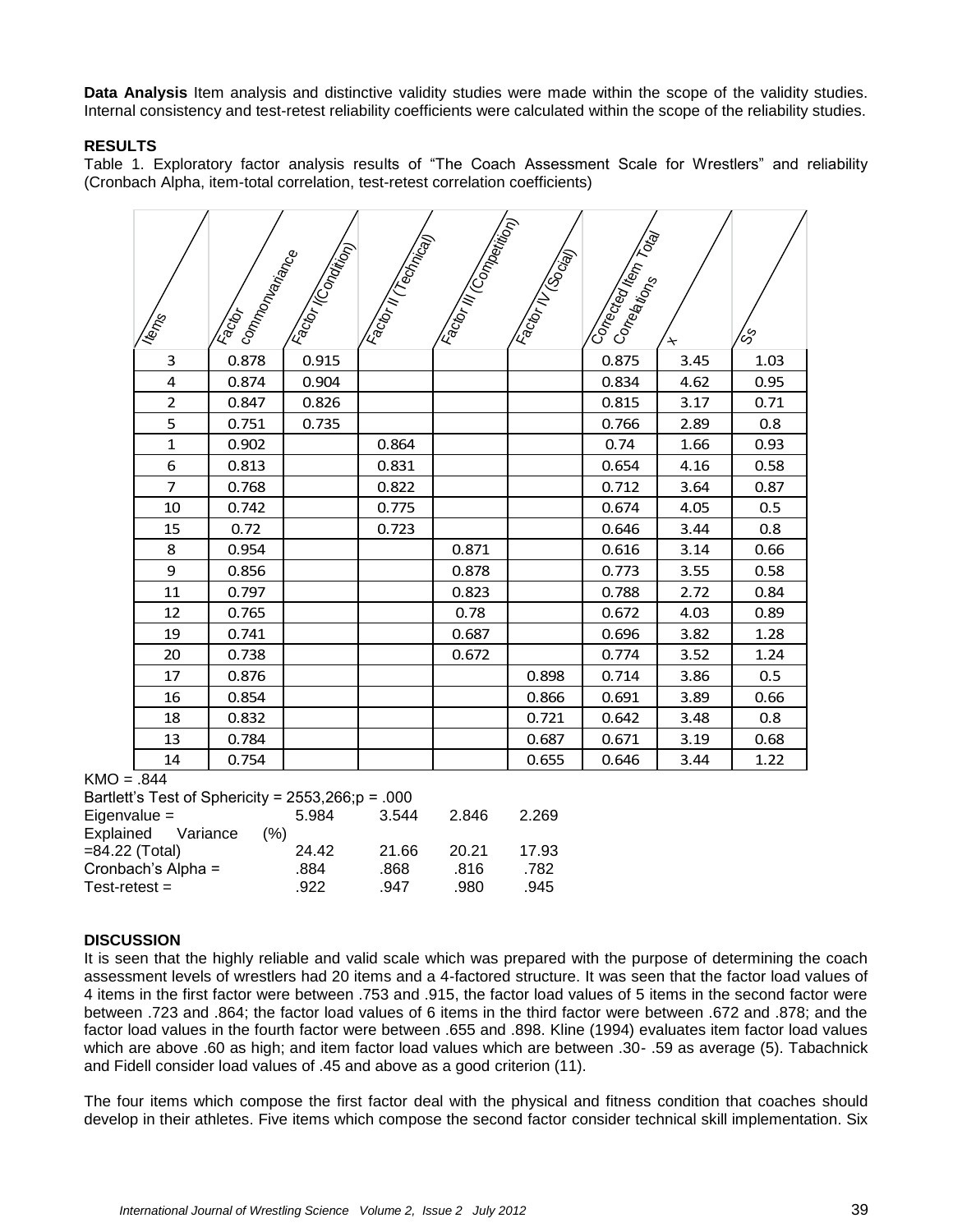**Data Analysis** Item analysis and distinctive validity studies were made within the scope of the validity studies. Internal consistency and test-retest reliability coefficients were calculated within the scope of the reliability studies.

### RESULTS

Table 1. Exploratory factor analysis results of "The Coach Assessment Scale for Wrestlers" and reliability (Cronbach Alpha, item-total correlation, test-retest correlation coefficients)

| Items | Factor commonvariance | Factor I(Condition) | Factor II (Technical) | Factor III (Competition) | Factor IV (Social) | Corrected Item Total Correlations | x | Ss |
|---|---|---|---|---|---|---|---|---|
| 3 | 0.878 | 0.915 | | | | 0.875 | 3.45 | 1.03 |
| 4 | 0.874 | 0.904 | | | | 0.834 | 4.62 | 0.95 |
| 2 | 0.847 | 0.826 | | | | 0.815 | 3.17 | 0.71 |
| 5 | 0.751 | 0.735 | | | | 0.766 | 2.89 | 0.8 |
| 1 | 0.902 | | 0.864 | | | 0.74 | 1.66 | 0.93 |
| 6 | 0.813 | | 0.831 | | | 0.654 | 4.16 | 0.58 |
| 7 | 0.768 | | 0.822 | | | 0.712 | 3.64 | 0.87 |
| 10 | 0.742 | | 0.775 | | | 0.674 | 4.05 | 0.5 |
| 15 | 0.72 | | 0.723 | | | 0.646 | 3.44 | 0.8 |
| 8 | 0.954 | | | 0.871 | | 0.616 | 3.14 | 0.66 |
| 9 | 0.856 | | | 0.878 | | 0.773 | 3.55 | 0.58 |
| 11 | 0.797 | | | 0.823 | | 0.788 | 2.72 | 0.84 |
| 12 | 0.765 | | | 0.78 | | 0.672 | 4.03 | 0.89 |
| 19 | 0.741 | | | 0.687 | | 0.696 | 3.82 | 1.28 |
| 20 | 0.738 | | | 0.672 | | 0.774 | 3.52 | 1.24 |
| 17 | 0.876 | | | | 0.898 | 0.714 | 3.86 | 0.5 |
| 16 | 0.854 | | | | 0.866 | 0.691 | 3.89 | 0.66 |
| 18 | 0.832 | | | | 0.721 | 0.642 | 3.48 | 0.8 |
| 13 | 0.784 | | | | 0.687 | 0.671 | 3.19 | 0.68 |
| 14 | 0.754 | | | | 0.655 | 0.646 | 3.44 | 1.22 |

KMO = .844

Bartlett's Test of Sphericity = 2553,266;p = .000

| | | | | |
|---|---|---|---|---|
| Eigenvalue = | 5.984 | 3.544 | 2.846 | 2.269 |
| Explained Variance (%) =84.22 (Total) | 24.42 | 21.66 | 20.21 | 17.93 |
| Cronbach's Alpha = | .884 | .868 | .816 | .782 |
| Test-retest = | .922 | .947 | .980 | .945 |

### DISCUSSION

It is seen that the highly reliable and valid scale which was prepared with the purpose of determining the coach assessment levels of wrestlers had 20 items and a 4-factored structure. It was seen that the factor load values of 4 items in the first factor were between .753 and .915, the factor load values of 5 items in the second factor were between .723 and .864; the factor load values of 6 items in the third factor were between .672 and .878; and the factor load values in the fourth factor were between .655 and .898. Kline (1994) evaluates item factor load values which are above .60 as high; and item factor load values which are between .30- .59 as average (5). Tabachnick and Fidell consider load values of .45 and above as a good criterion (11).

The four items which compose the first factor deal with the physical and fitness condition that coaches should develop in their athletes. Five items which compose the second factor consider technical skill implementation. Six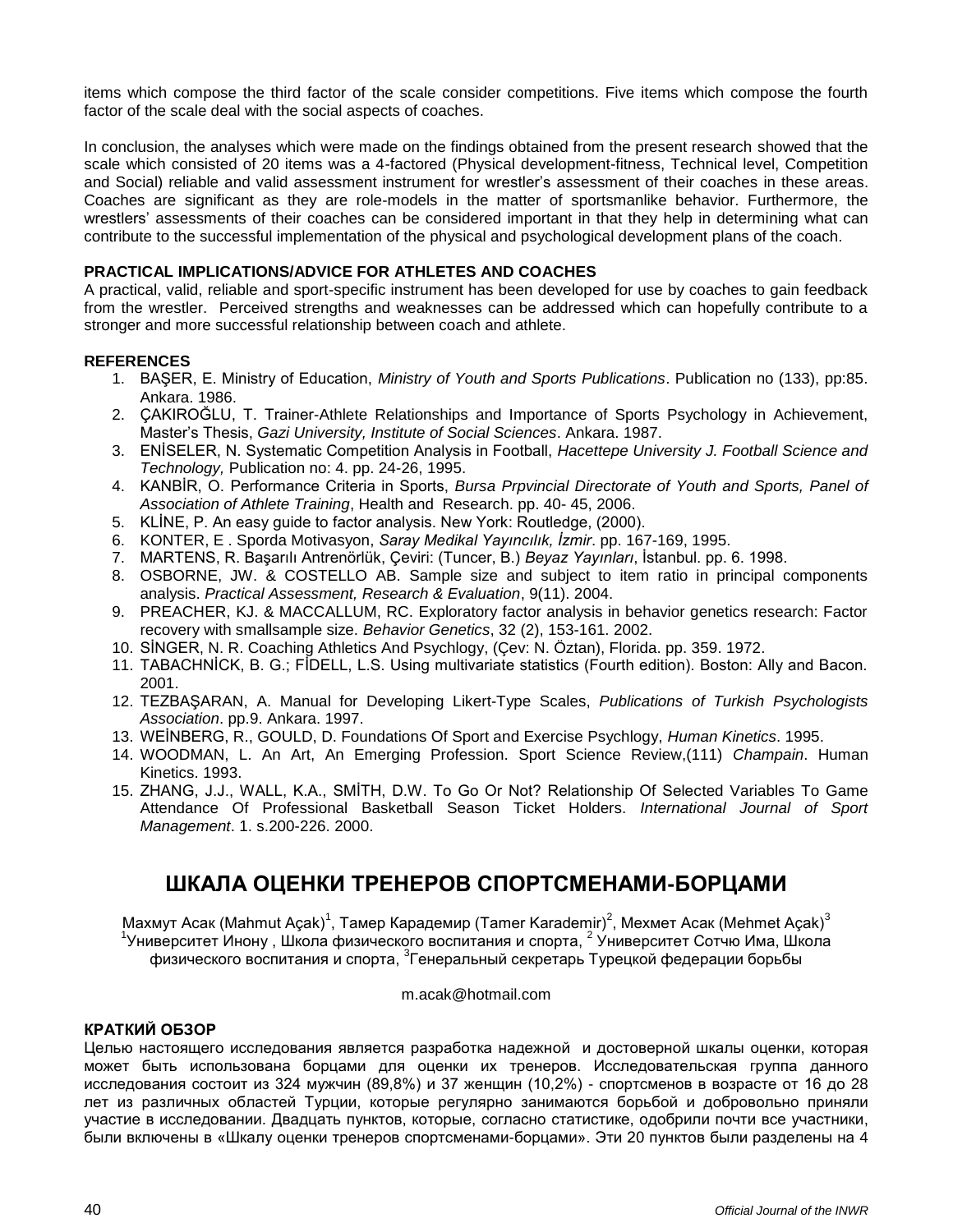items which compose the third factor of the scale consider competitions. Five items which compose the fourth factor of the scale deal with the social aspects of coaches.

In conclusion, the analyses which were made on the findings obtained from the present research showed that the scale which consisted of 20 items was a 4-factored (Physical development-fitness, Technical level, Competition and Social) reliable and valid assessment instrument for wrestler's assessment of their coaches in these areas. Coaches are significant as they are role-models in the matter of sportsmanlike behavior. Furthermore, the wrestlers' assessments of their coaches can be considered important in that they help in determining what can contribute to the successful implementation of the physical and psychological development plans of the coach.

**PRACTICAL IMPLICATIONS/ADVICE FOR ATHLETES AND COACHES**

A practical, valid, reliable and sport-specific instrument has been developed for use by coaches to gain feedback from the wrestler. Perceived strengths and weaknesses can be addressed which can hopefully contribute to a stronger and more successful relationship between coach and athlete.

**REFERENCES**

1. BAŞER, E. Ministry of Education, *Ministry of Youth and Sports Publications*. Publication no (133), pp:85. Ankara. 1986.
2. ÇAKIROĞLU, T. Trainer-Athlete Relationships and Importance of Sports Psychology in Achievement, Master's Thesis, *Gazi University, Institute of Social Sciences*. Ankara. 1987.
3. ENİSELER, N. Systematic Competition Analysis in Football, *Hacettepe University J. Football Science and Technology,* Publication no: 4. pp. 24-26, 1995.
4. KANBİR, O. Performance Criteria in Sports, *Bursa Prpvincial Directorate of Youth and Sports, Panel of Association of Athlete Training*, Health and Research. pp. 40- 45, 2006.
5. KLİNE, P. An easy guide to factor analysis. New York: Routledge, (2000).
6. KONTER, E . Sporda Motivasyon, *Saray Medikal Yayıncılık, İzmir*. pp. 167-169, 1995.
7. MARTENS, R. Başarılı Antrenörlük, Çeviri: (Tuncer, B.) *Beyaz Yayınları*, İstanbul. pp. 6. 1998.
8. OSBORNE, JW. & COSTELLO AB. Sample size and subject to item ratio in principal components analysis. *Practical Assessment, Research & Evaluation*, 9(11). 2004.
9. PREACHER, KJ. & MACCALLUM, RC. Exploratory factor analysis in behavior genetics research: Factor recovery with smallsample size. *Behavior Genetics*, 32 (2), 153-161. 2002.
10. SİNGER, N. R. Coaching Athletics And Psychlogy, (Çev: N. Öztan), Florida. pp. 359. 1972.
11. TABACHNİCK, B. G.; FİDELL, L.S. Using multivariate statistics (Fourth edition). Boston: Ally and Bacon. 2001.
12. TEZBAŞARAN, A. Manual for Developing Likert-Type Scales, *Publications of Turkish Psychologists Association*. pp.9. Ankara. 1997.
13. WEİNBERG, R., GOULD, D. Foundations Of Sport and Exercise Psychlogy, *Human Kinetics*. 1995.
14. WOODMAN, L. An Art, An Emerging Profession. Sport Science Review,(111) *Champain*. Human Kinetics. 1993.
15. ZHANG, J.J., WALL, K.A., SMİTH, D.W. To Go Or Not? Relationship Of Selected Variables To Game Attendance Of Professional Basketball Season Ticket Holders. *International Journal of Sport Management*. 1. s.200-226. 2000.

# ШКАЛА ОЦЕНКИ ТРЕНЕРОВ СПОРТСМЕНАМИ-БОРЦАМИ

Махмут Асак (Mahmut Açak)[1], Тамер Карадемир (Tamer Karademir)[2], Мехмет Асак (Mehmet Açak)[3]
[1]Университет Иноне , Школа физического воспитания и спорта, [2] Университет Сотчю Има, Школа физического воспитания и спорта, [3]Генеральный секретарь Турецкой федерации борьбы

m.acak@hotmail.com

**КРАТКИЙ ОБЗОР**

Целью настоящего исследования является разработка надежной и достоверной шкалы оценки, которая может быть использована борцами для оценки их тренеров. Исследовательская группа данного исследования состоит из 324 мужчин (89,8%) и 37 женщин (10,2%) - спортсменов в возрасте от 16 до 28 лет из различных областей Турции, которые регулярно занимаются борьбой и добровольно приняли участие в исследовании. Двадцать пунктов, которые, согласно статистике, одобрили почти все участники, были включены в «Шкалу оценки тренеров спортсменами-борцами». Эти 20 пунктов были разделены на 4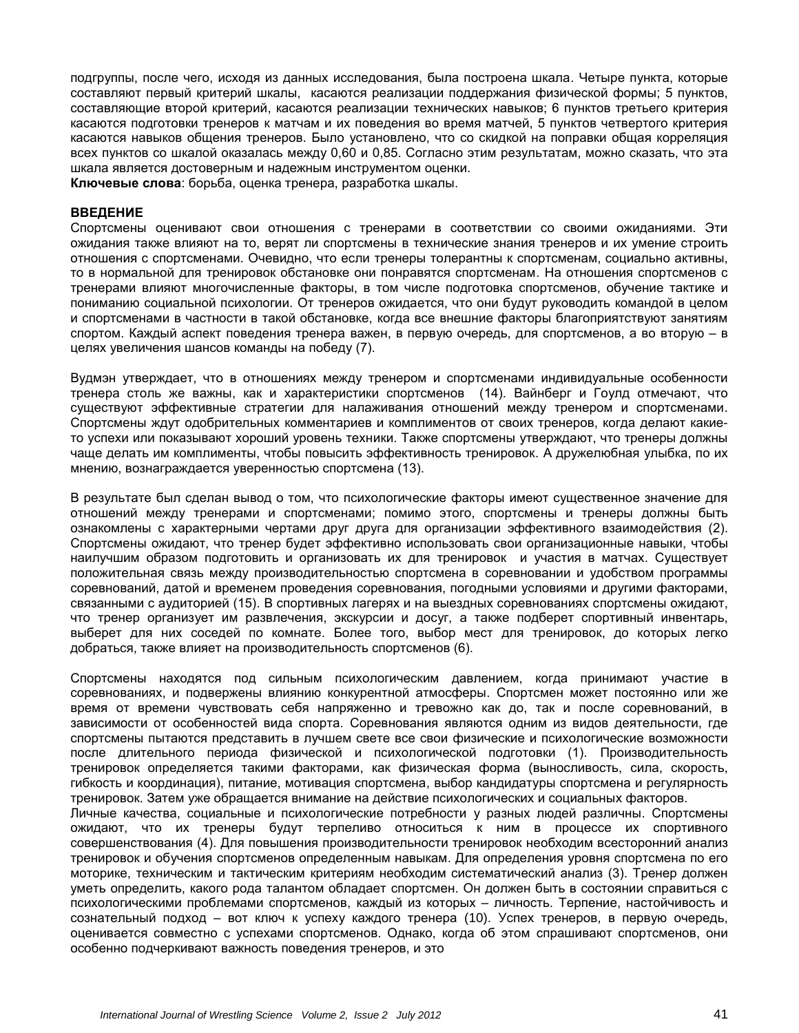подгруппы, после чего, исходя из данных исследования, была построена шкала. Четыре пункта, которые составляют первый критерий шкалы, касаются реализации поддержания физической формы; 5 пунктов, составляющие второй критерий, касаются реализации технических навыков; 6 пунктов третьего критерия касаются подготовки тренеров к матчам и их поведения во время матчей, 5 пунктов четвертого критерия касаются навыков общения тренеров. Было установлено, что со скидкой на поправки общая корреляция всех пунктов со шкалой оказалась между 0,60 и 0,85. Согласно этим результатам, можно сказать, что эта шкала является достоверным и надежным инструментом оценки.

**Ключевые слова**: борьба, оценка тренера, разработка шкалы.

## ВВЕДЕНИЕ

Спортсмены оценивают свои отношения с тренерами в соответствии со своими ожиданиями. Эти ожидания также влияют на то, верят ли спортсмены в технические знания тренеров и их умение строить отношения со спортсменами. Очевидно, что если тренеры толерантны к спортсменам, социально активны, то в нормальной для тренировок обстановке они понравятся спортсменам. На отношения спортсменов с тренерами влияют многочисленные факторы, в том числе подготовка спортсменов, обучение тактике и пониманию социальной психологии. От тренеров ожидается, что они будут руководить командой в целом и спортсменами в частности в такой обстановке, когда все внешние факторы благоприятствуют занятиям спортом. Каждый аспект поведения тренера важен, в первую очередь, для спортсменов, а во вторую – в целях увеличения шансов команды на победу (7).

Вудмэн утверждает, что в отношениях между тренером и спортсменами индивидуальные особенности тренера столь же важны, как и характеристики спортсменов (14). Вайнберг и Гоулд отмечают, что существуют эффективные стратегии для налаживания отношений между тренером и спортсменами. Спортсмены ждут одобрительных комментариев и комплиментов от своих тренеров, когда делают какие-то успехи или показывают хороший уровень техники. Также спортсмены утверждают, что тренеры должны чаще делать им комплименты, чтобы повысить эффективность тренировок. А дружелюбная улыбка, по их мнению, вознаграждается уверенностью спортсмена (13).

В результате был сделан вывод о том, что психологические факторы имеют существенное значение для отношений между тренерами и спортсменами; помимо этого, спортсмены и тренеры должны быть ознакомлены с характерными чертами друг друга для организации эффективного взаимодействия (2). Спортсмены ожидают, что тренер будет эффективно использовать свои организационные навыки, чтобы наилучшим образом подготовить и организовать их для тренировок и участия в матчах. Существует положительная связь между производительностью спортсмена в соревновании и удобством программы соревнований, датой и временем проведения соревнования, погодными условиями и другими факторами, связанными с аудиторией (15). В спортивных лагерях и на выездных соревнованиях спортсмены ожидают, что тренер организует им развлечения, экскурсии и досуг, а также подберет спортивный инвентарь, выберет для них соседей по комнате. Более того, выбор мест для тренировок, до которых легко добраться, также влияет на производительность спортсменов (6).

Спортсмены находятся под сильным психологическим давлением, когда принимают участие в соревнованиях, и подвержены влиянию конкурентной атмосферы. Спортсмен может постоянно или же время от времени чувствовать себя напряженно и тревожно как до, так и после соревнований, в зависимости от особенностей вида спорта. Соревнования являются одним из видов деятельности, где спортсмены пытаются представить в лучшем свете все свои физические и психологические возможности после длительного периода физической и психологической подготовки (1). Производительность тренировок определяется такими факторами, как физическая форма (выносливость, сила, скорость, гибкость и координация), питание, мотивация спортсмена, выбор кандидатуры спортсмена и регулярность тренировок. Затем уже обращается внимание на действие психологических и социальных факторов.

Личные качества, социальные и психологические потребности у разных людей различны. Спортсмены ожидают, что их тренеры будут терпеливо относиться к ним в процессе их спортивного совершенствования (4). Для повышения производительности тренировок необходим всесторонний анализ тренировок и обучения спортсменов определенным навыкам. Для определения уровня спортсмена по его моторике, техническим и тактическим критериям необходим систематический анализ (3). Тренер должен уметь определить, какого рода талантом обладает спортсмен. Он должен быть в состоянии справиться с психологическими проблемами спортсменов, каждый из которых – личность. Терпение, настойчивость и сознательный подход – вот ключ к успеху каждого тренера (10). Успех тренеров, в первую очередь, оценивается совместно с успехами спортсменов. Однако, когда об этом спрашивают спортсменов, они особенно подчеркивают важность поведения тренеров, и это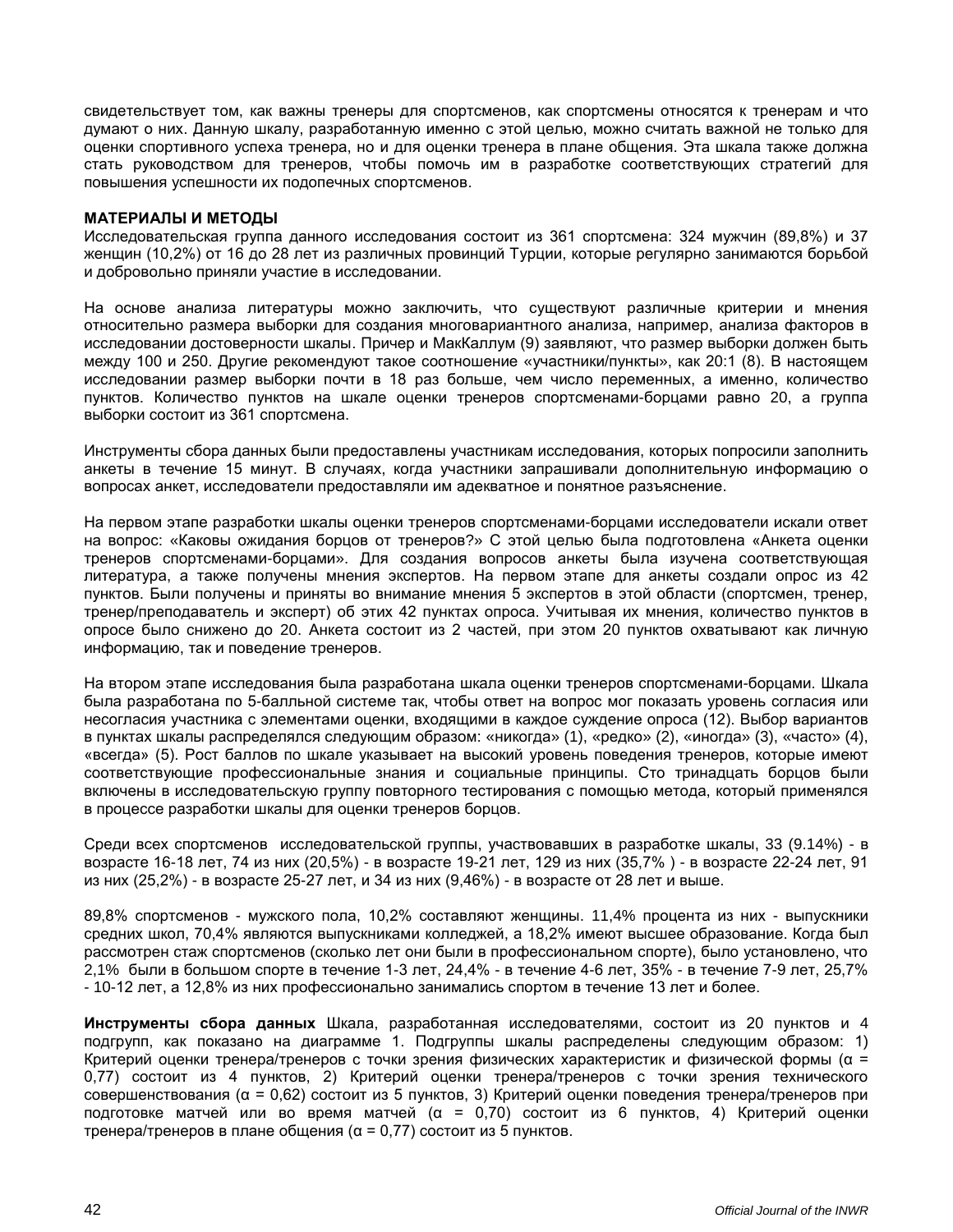свидетельствует том, как важны тренеры для спортсменов, как спортсмены относятся к тренерам и что думают о них. Данную шкалу, разработанную именно с этой целью, можно считать важной не только для оценки спортивного успеха тренера, но и для оценки тренера в плане общения. Эта шкала также должна стать руководством для тренеров, чтобы помочь им в разработке соответствующих стратегий для повышения успешности их подопечных спортсменов.

## МАТЕРИАЛЫ И МЕТОДЫ

Исследовательская группа данного исследования состоит из 361 спортсмена: 324 мужчин (89,8%) и 37 женщин (10,2%) от 16 до 28 лет из различных провинций Турции, которые регулярно занимаются борьбой и добровольно приняли участие в исследовании.

На основе анализа литературы можно заключить, что существуют различные критерии и мнения относительно размера выборки для создания многовариантного анализа, например, анализа факторов в исследовании достоверности шкалы. Причер и МакКаллум (9) заявляют, что размер выборки должен быть между 100 и 250. Другие рекомендуют такое соотношение «участники/пункты», как 20:1 (8). В настоящем исследовании размер выборки почти в 18 раз больше, чем число переменных, а именно, количество пунктов. Количество пунктов на шкале оценки тренеров спортсменами-борцами равно 20, а группа выборки состоит из 361 спортсмена.

Инструменты сбора данных были предоставлены участникам исследования, которых попросили заполнить анкеты в течение 15 минут. В случаях, когда участники запрашивали дополнительную информацию о вопросах анкет, исследователи предоставляли им адекватное и понятное разъяснение.

На первом этапе разработки шкалы оценки тренеров спортсменами-борцами исследователи искали ответ на вопрос: «Каковы ожидания борцов от тренеров?» С этой целью была подготовлена «Анкета оценки тренеров спортсменами-борцами». Для создания вопросов анкеты была изучена соответствующая литература, а также получены мнения экспертов. На первом этапе для анкеты создали опрос из 42 пунктов. Были получены и приняты во внимание мнения 5 экспертов в этой области (спортсмен, тренер, тренер/преподаватель и эксперт) об этих 42 пунктах опроса. Учитывая их мнения, количество пунктов в опросе было снижено до 20. Анкета состоит из 2 частей, при этом 20 пунктов охватывают как личную информацию, так и поведение тренеров.

На втором этапе исследования была разработана шкала оценки тренеров спортсменами-борцами. Шкала была разработана по 5-балльной системе так, чтобы ответ на вопрос мог показать уровень согласия или несогласия участника с элементами оценки, входящими в каждое суждение опроса (12). Выбор вариантов в пунктах шкалы распределялся следующим образом: «никогда» (1), «редко» (2), «иногда» (3), «часто» (4), «всегда» (5). Рост баллов по шкале указывает на высокий уровень поведения тренеров, которые имеют соответствующие профессиональные знания и социальные принципы. Сто тринадцать борцов были включены в исследовательскую группу повторного тестирования с помощью метода, который применялся в процессе разработки шкалы для оценки тренеров борцов.

Среди всех спортсменов исследовательской группы, участвовавших в разработке шкалы, 33 (9.14%) - в возрасте 16-18 лет, 74 из них (20,5%) - в возрасте 19-21 лет, 129 из них (35,7% ) - в возрасте 22-24 лет, 91 из них (25,2%) - в возрасте 25-27 лет, и 34 из них (9,46%) - в возрасте от 28 лет и выше.

89,8% спортсменов - мужского пола, 10,2% составляют женщины. 11,4% процента из них - выпускники средних школ, 70,4% являются выпускниками колледжей, а 18,2% имеют высшее образование. Когда был рассмотрен стаж спортсменов (сколько лет они были в профессиональном спорте), было установлено, что 2,1% были в большом спорте в течение 1-3 лет, 24,4% - в течение 4-6 лет, 35% - в течение 7-9 лет, 25,7% - 10-12 лет, а 12,8% из них профессионально занимались спортом в течение 13 лет и более.

**Инструменты сбора данных** Шкала, разработанная исследователями, состоит из 20 пунктов и 4 подгрупп, как показано на диаграмме 1. Подгруппы шкалы распределены следующим образом: 1) Критерий оценки тренера/тренеров с точки зрения физических характеристик и физической формы ($\alpha = 0{,}77$) состоит из 4 пунктов, 2) Критерий оценки тренера/тренеров с точки зрения технического совершенствования ($\alpha = 0{,}62$) состоит из 5 пунктов, 3) Критерий оценки поведения тренера/тренеров при подготовке матчей или во время матчей ($\alpha = 0{,}70$) состоит из 6 пунктов, 4) Критерий оценки тренера/тренеров в плане общения ($\alpha = 0{,}77$) состоит из 5 пунктов.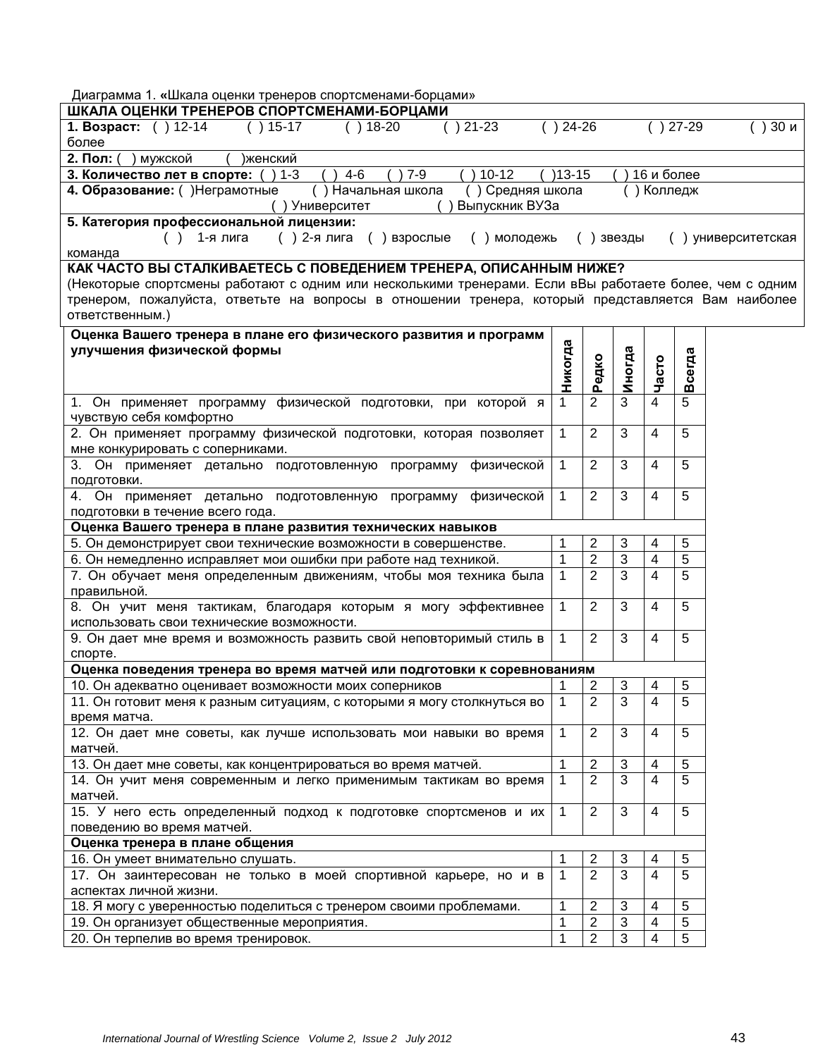Диаграмма 1. **«**Шкала оценки тренеров спортсменами-борцами»

**ШКАЛА ОЦЕНКИ ТРЕНЕРОВ СПОРТСМЕНАМИ-БОРЦАМИ**

**1. Возраст:** ( ) 12-14 ( ) 15-17 ( ) 18-20 ( ) 21-23 ( ) 24-26 ( ) 27-29 ( ) 30 и более

**2. Пол:** ( ) мужской ( )женский

**3. Количество лет в спорте:** ( ) 1-3 ( ) 4-6 ( ) 7-9 ( ) 10-12 ( )13-15 ( ) 16 и более

**4. Образование:** ( )Неграмотные ( ) Начальная школа ( ) Средняя школа ( ) Колледж ( ) Университет ( ) Выпускник ВУЗа

**5. Категория профессиональной лицензии:**
( ) 1-я лига ( ) 2-я лига ( ) взрослые ( ) молодежь ( ) звезды ( ) университетская команда

**КАК ЧАСТО ВЫ СТАЛКИВАЕТЕСЬ С ПОВЕДЕНИЕМ ТРЕНЕРА, ОПИСАННЫМ НИЖЕ?**
(Некоторые спортсмены работают с одним или несколькими тренерами. Если вВы работаете более, чем с одним тренером, пожалуйста, ответьте на вопросы в отношении тренера, который представляется Вам наиболее ответственным.)

| **Оценка Вашего тренера в плане его физического развития и программ улучшения физической формы** | **Никогда** | **Редко** | **Иногда** | **Часто** | **Всегда** |
|---|---|---|---|---|---|
| 1. Он применяет программу физической подготовки, при которой я чувствую себя комфортно | 1 | 2 | 3 | 4 | 5 |
| 2. Он применяет программу физической подготовки, которая позволяет мне конкурировать с соперниками. | 1 | 2 | 3 | 4 | 5 |
| 3. Он применяет детально подготовленную программу физической подготовки. | 1 | 2 | 3 | 4 | 5 |
| 4. Он применяет детально подготовленную программу физической подготовки в течение всего года. | 1 | 2 | 3 | 4 | 5 |
| **Оценка Вашего тренера в плане развития технических навыков** | | | | | |
| 5. Он демонстрирует свои технические возможности в совершенстве. | 1 | 2 | 3 | 4 | 5 |
| 6. Он немедленно исправляет мои ошибки при работе над техникой. | 1 | 2 | 3 | 4 | 5 |
| 7. Он обучает меня определенным движениям, чтобы моя техника была правильной. | 1 | 2 | 3 | 4 | 5 |
| 8. Он учит меня тактикам, благодаря которым я могу эффективнее использовать свои технические возможности. | 1 | 2 | 3 | 4 | 5 |
| 9. Он дает мне время и возможность развить свой неповторимый стиль в спорте. | 1 | 2 | 3 | 4 | 5 |
| **Оценка поведения тренера во время матчей или подготовки к соревнованиям** | | | | | |
| 10. Он адекватно оценивает возможности моих соперников | 1 | 2 | 3 | 4 | 5 |
| 11. Он готовит меня к разным ситуациям, с которыми я могу столкнуться во время матча. | 1 | 2 | 3 | 4 | 5 |
| 12. Он дает мне советы, как лучше использовать мои навыки во время матчей. | 1 | 2 | 3 | 4 | 5 |
| 13. Он дает мне советы, как концентрироваться во время матчей. | 1 | 2 | 3 | 4 | 5 |
| 14. Он учит меня современным и легко применимым тактикам во время матчей. | 1 | 2 | 3 | 4 | 5 |
| 15. У него есть определенный подход к подготовке спортсменов и их поведению во время матчей. | 1 | 2 | 3 | 4 | 5 |
| **Оценка тренера в плане общения** | | | | | |
| 16. Он умеет внимательно слушать. | 1 | 2 | 3 | 4 | 5 |
| 17. Он заинтересован не только в моей спортивной карьере, но и в аспектах личной жизни. | 1 | 2 | 3 | 4 | 5 |
| 18. Я могу с уверенностью поделиться с тренером своими проблемами. | 1 | 2 | 3 | 4 | 5 |
| 19. Он организует общественные мероприятия. | 1 | 2 | 3 | 4 | 5 |
| 20. Он терпелив во время тренировок. | 1 | 2 | 3 | 4 | 5 |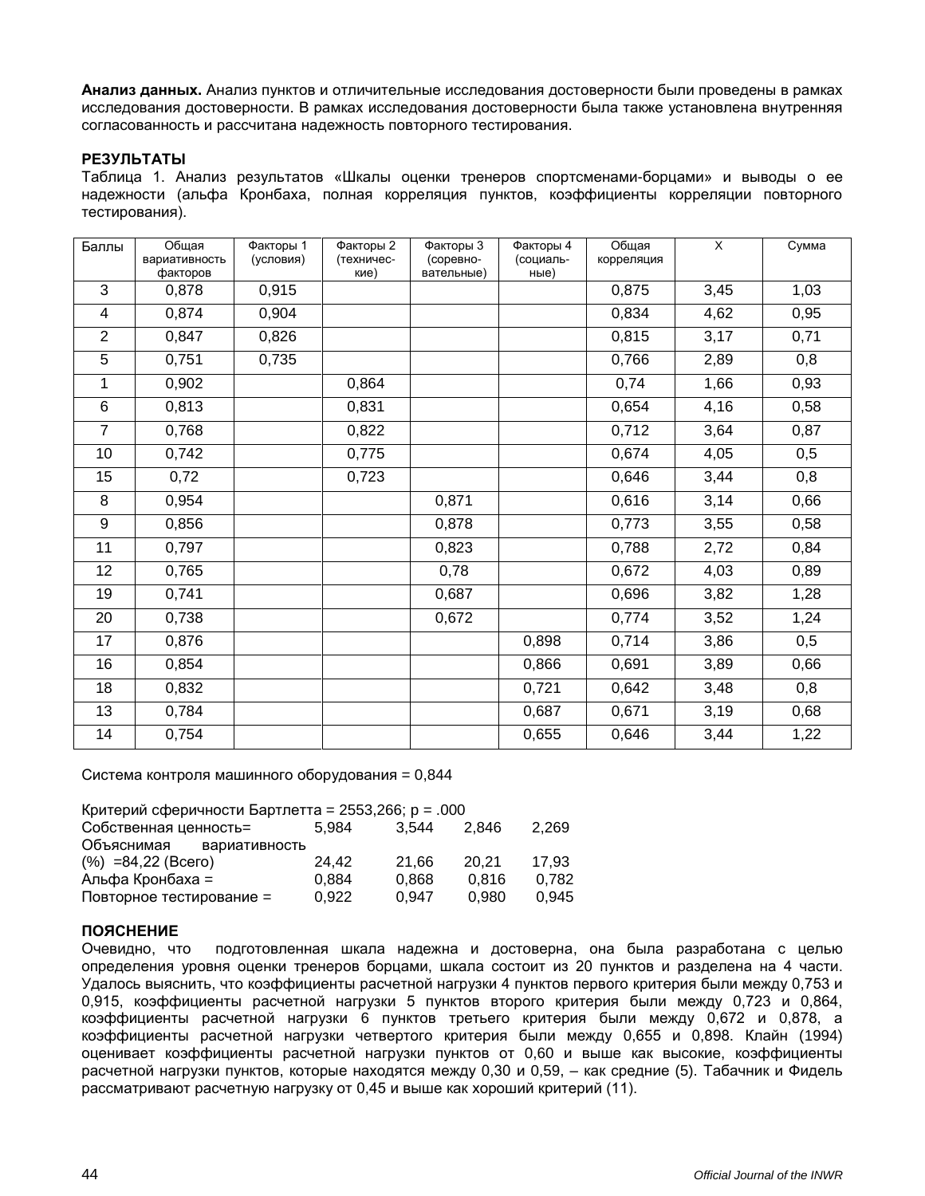**Анализ данных.** Анализ пунктов и отличительные исследования достоверности были проведены в рамках исследования достоверности. В рамках исследования достоверности была также установлена внутренняя согласованность и рассчитана надежность повторного тестирования.

**РЕЗУЛЬТАТЫ**

Таблица 1. Анализ результатов «Шкалы оценки тренеров спортсменами-борцами» и выводы о ее надежности (альфа Кронбаха, полная корреляция пунктов, коэффициенты корреляции повторного тестирования).

| Баллы | Общая вариативность факторов | Факторы 1 (условия) | Факторы 2 (технические) | Факторы 3 (соревновательные) | Факторы 4 (социальные) | Общая корреляция | X | Сумма |
|---|---|---|---|---|---|---|---|---|
| 3 | 0,878 | 0,915 | | | | 0,875 | 3,45 | 1,03 |
| 4 | 0,874 | 0,904 | | | | 0,834 | 4,62 | 0,95 |
| 2 | 0,847 | 0,826 | | | | 0,815 | 3,17 | 0,71 |
| 5 | 0,751 | 0,735 | | | | 0,766 | 2,89 | 0,8 |
| 1 | 0,902 | | 0,864 | | | 0,74 | 1,66 | 0,93 |
| 6 | 0,813 | | 0,831 | | | 0,654 | 4,16 | 0,58 |
| 7 | 0,768 | | 0,822 | | | 0,712 | 3,64 | 0,87 |
| 10 | 0,742 | | 0,775 | | | 0,674 | 4,05 | 0,5 |
| 15 | 0,72 | | 0,723 | | | 0,646 | 3,44 | 0,8 |
| 8 | 0,954 | | | 0,871 | | 0,616 | 3,14 | 0,66 |
| 9 | 0,856 | | | 0,878 | | 0,773 | 3,55 | 0,58 |
| 11 | 0,797 | | | 0,823 | | 0,788 | 2,72 | 0,84 |
| 12 | 0,765 | | | 0,78 | | 0,672 | 4,03 | 0,89 |
| 19 | 0,741 | | | 0,687 | | 0,696 | 3,82 | 1,28 |
| 20 | 0,738 | | | 0,672 | | 0,774 | 3,52 | 1,24 |
| 17 | 0,876 | | | | 0,898 | 0,714 | 3,86 | 0,5 |
| 16 | 0,854 | | | | 0,866 | 0,691 | 3,89 | 0,66 |
| 18 | 0,832 | | | | 0,721 | 0,642 | 3,48 | 0,8 |
| 13 | 0,784 | | | | 0,687 | 0,671 | 3,19 | 0,68 |
| 14 | 0,754 | | | | 0,655 | 0,646 | 3,44 | 1,22 |

Система контроля машинного оборудования = 0,844

| | | | | |
|---|---|---|---|---|
| Критерий сферичности Бартлетта = 2553,266; p = .000 | | | | |
| Собственная ценность= | 5,984 | 3,544 | 2,846 | 2,269 |
| Объяснимая вариативность (%) =84,22 (Всего) | 24,42 | 21,66 | 20,21 | 17,93 |
| Альфа Кронбаха = | 0,884 | 0,868 | 0,816 | 0,782 |
| Повторное тестирование = | 0,922 | 0,947 | 0,980 | 0,945 |

**ПОЯСНЕНИЕ**

Очевидно, что подготовленная шкала надежна и достоверна, она была разработана с целью определения уровня оценки тренеров борцами, шкала состоит из 20 пунктов и разделена на 4 части. Удалось выяснить, что коэффициенты расчетной нагрузки 4 пунктов первого критерия были между 0,753 и 0,915, коэффициенты расчетной нагрузки 5 пунктов второго критерия были между 0,723 и 0,864, коэффициенты расчетной нагрузки 6 пунктов третьего критерия были между 0,672 и 0,878, а коэффициенты расчетной нагрузки четвертого критерия были между 0,655 и 0,898. Клайн (1994) оценивает коэффициенты расчетной нагрузки пунктов от 0,60 и выше как высокие, коэффициенты расчетной нагрузки пунктов, которые находятся между 0,30 и 0,59, – как средние (5). Табачник и Фидель рассматривают расчетную нагрузку от 0,45 и выше как хороший критерий (11).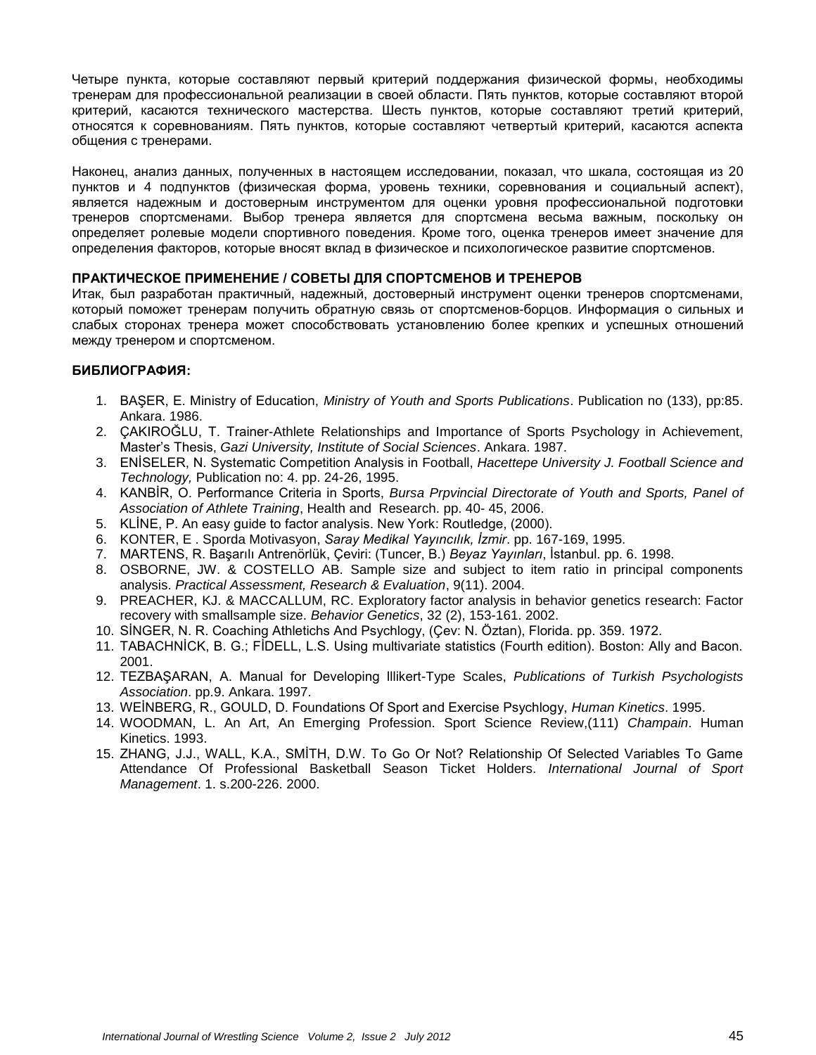Четыре пункта, которые составляют первый критерий поддержания физической формы, необходимы тренерам для профессиональной реализации в своей области. Пять пунктов, которые составляют второй критерий, касаются технического мастерства. Шесть пунктов, которые составляют третий критерий, относятся к соревнованиям. Пять пунктов, которые составляют четвертый критерий, касаются аспекта общения с тренерами.

Наконец, анализ данных, полученных в настоящем исследовании, показал, что шкала, состоящая из 20 пунктов и 4 подпунктов (физическая форма, уровень техники, соревнования и социальный аспект), является надежным и достоверным инструментом для оценки уровня профессиональной подготовки тренеров спортсменами. Выбор тренера является для спортсмена весьма важным, поскольку он определяет ролевые модели спортивного поведения. Кроме того, оценка тренеров имеет значение для определения факторов, которые вносят вклад в физическое и психологическое развитие спортсменов.

**ПРАКТИЧЕСКОЕ ПРИМЕНЕНИЕ / СОВЕТЫ ДЛЯ СПОРТСМЕНОВ И ТРЕНЕРОВ**

Итак, был разработан практичный, надежный, достоверный инструмент оценки тренеров спортсменами, который поможет тренерам получить обратную связь от спортсменов-борцов. Информация о сильных и слабых сторонах тренера может способствовать установлению более крепких и успешных отношений между тренером и спортсменом.

**БИБЛИОГРАФИЯ:**

1. BAŞER, E. Ministry of Education, *Ministry of Youth and Sports Publications*. Publication no (133), pp:85. Ankara. 1986.
2. ÇAKIROĞLU, T. Trainer-Athlete Relationships and Importance of Sports Psychology in Achievement, Master's Thesis, *Gazi University, Institute of Social Sciences*. Ankara. 1987.
3. ENİSELER, N. Systematic Competition Analysis in Football, *Hacettepe University J. Football Science and Technology,* Publication no: 4. pp. 24-26, 1995.
4. KANBİR, O. Performance Criteria in Sports, *Bursa Prpvincial Directorate of Youth and Sports, Panel of Association of Athlete Training*, Health and Research. pp. 40- 45, 2006.
5. KLİNE, P. An easy guide to factor analysis. New York: Routledge, (2000).
6. KONTER, E . Sporda Motivasyon, *Saray Medikal Yayıncılık, İzmir*. pp. 167-169, 1995.
7. MARTENS, R. Başarılı Antrenörlük, Çeviri: (Tuncer, B.) *Beyaz Yayınları*, İstanbul. pp. 6. 1998.
8. OSBORNE, JW. & COSTELLO AB. Sample size and subject to item ratio in principal components analysis. *Practical Assessment, Research & Evaluation*, 9(11). 2004.
9. PREACHER, KJ. & MACCALLUM, RC. Exploratory factor analysis in behavior genetics research: Factor recovery with smallsample size. *Behavior Genetics*, 32 (2), 153-161. 2002.
10. SİNGER, N. R. Coaching Athletichs And Psychlogy, (Çev: N. Öztan), Florida. pp. 359. 1972.
11. TABACHNİCK, B. G.; FİDELL, L.S. Using multivariate statistics (Fourth edition). Boston: Ally and Bacon. 2001.
12. TEZBAŞARAN, A. Manual for Developing Illikert-Type Scales, *Publications of Turkish Psychologists Association*. pp.9. Ankara. 1997.
13. WEİNBERG, R., GOULD, D. Foundations Of Sport and Exercise Psychlogy, *Human Kinetics*. 1995.
14. WOODMAN, L. An Art, An Emerging Profession. Sport Science Review,(111) *Champain*. Human Kinetics. 1993.
15. ZHANG, J.J., WALL, K.A., SMİTH, D.W. To Go Or Not? Relationship Of Selected Variables To Game Attendance Of Professional Basketball Season Ticket Holders. *International Journal of Sport Management*. 1. s.200-226. 2000.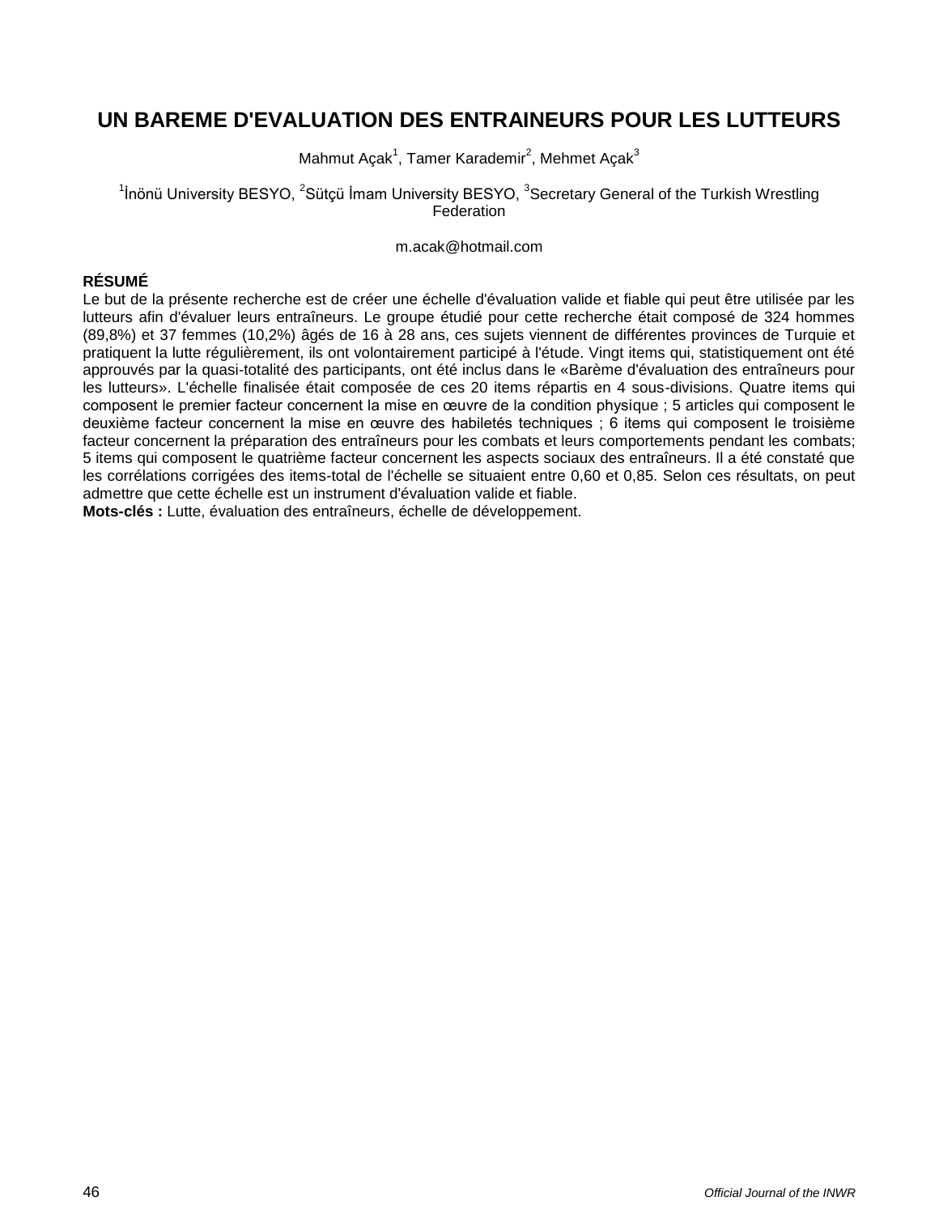# UN BAREME D'EVALUATION DES ENTRAINEURS POUR LES LUTTEURS

Mahmut Açak[1], Tamer Karademir[2], Mehmet Açak[3]

[1]İnönü University BESYO, [2]Sütçü İmam University BESYO, [3]Secretary General of the Turkish Wrestling Federation

m.acak@hotmail.com

**RÉSUMÉ**

Le but de la présente recherche est de créer une échelle d'évaluation valide et fiable qui peut être utilisée par les lutteurs afin d'évaluer leurs entraîneurs. Le groupe étudié pour cette recherche était composé de 324 hommes (89,8%) et 37 femmes (10,2%) âgés de 16 à 28 ans, ces sujets viennent de différentes provinces de Turquie et pratiquent la lutte régulièrement, ils ont volontairement participé à l'étude. Vingt items qui, statistiquement ont été approuvés par la quasi-totalité des participants, ont été inclus dans le «Barème d'évaluation des entraîneurs pour les lutteurs». L'échelle finalisée était composée de ces 20 items répartis en 4 sous-divisions. Quatre items qui composent le premier facteur concernent la mise en œuvre de la condition physique ; 5 articles qui composent le deuxième facteur concernent la mise en œuvre des habiletés techniques ; 6 items qui composent le troisième facteur concernent la préparation des entraîneurs pour les combats et leurs comportements pendant les combats; 5 items qui composent le quatrième facteur concernent les aspects sociaux des entraîneurs. Il a été constaté que les corrélations corrigées des items-total de l'échelle se situaient entre 0,60 et 0,85. Selon ces résultats, on peut admettre que cette échelle est un instrument d'évaluation valide et fiable.

**Mots-clés :** Lutte, évaluation des entraîneurs, échelle de développement.